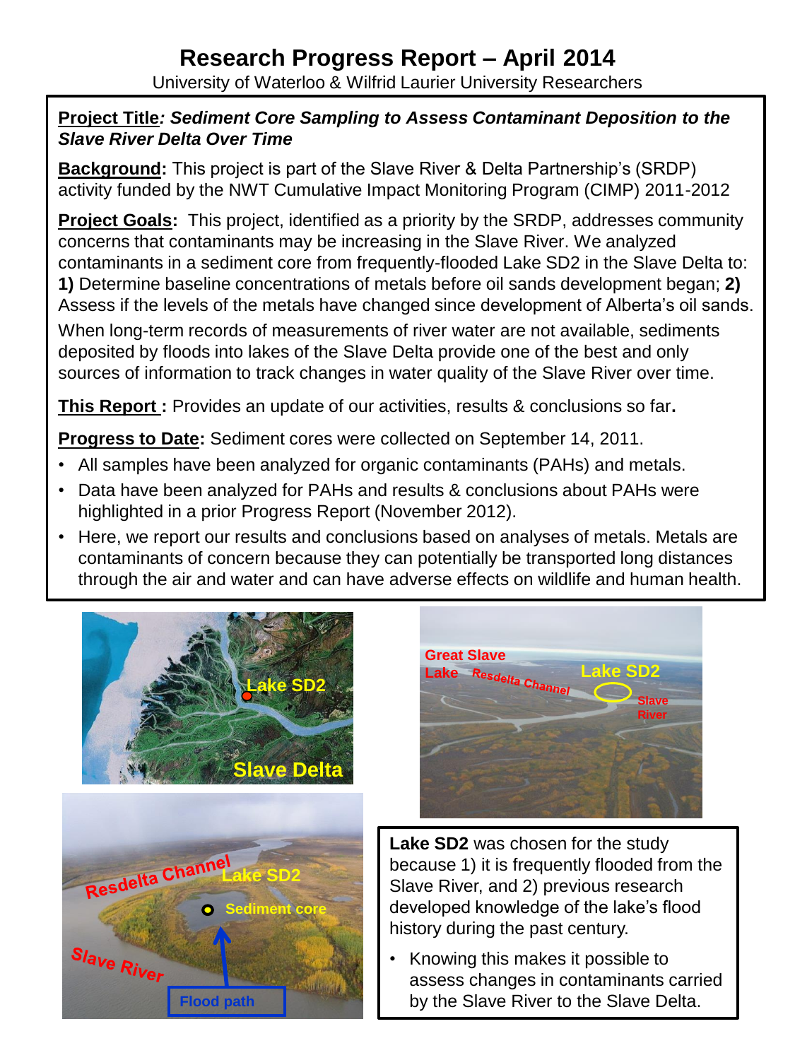# Research Progress Report – April 2014

University of Waterloo & Wilfrid Laurier University Researchers

**Project Title***: Sediment Core Sampling to Assess Contaminant Deposition to the Slave River Delta Over Time*

**Background:** This project is part of the Slave River & Delta Partnership's (SRDP) activity funded by the NWT Cumulative Impact Monitoring Program (CIMP) 2011-2012

**Project Goals:** This project, identified as a priority by the SRDP, addresses community concerns that contaminants may be increasing in the Slave River. We analyzed contaminants in a sediment core from frequently-flooded Lake SD2 in the Slave Delta to: **1)** Determine baseline concentrations of metals before oil sands development began; **2)** Assess if the levels of the metals have changed since development of Alberta's oil sands.

When long-term records of measurements of river water are not available, sediments deposited by floods into lakes of the Slave Delta provide one of the best and only sources of information to track changes in water quality of the Slave River over time.

**This Report :** Provides an update of our activities, results & conclusions so far**.**

**Progress to Date:** Sediment cores were collected on September 14, 2011.

- All samples have been analyzed for organic contaminants (PAHs) and metals.
- Data have been analyzed for PAHs and results & conclusions about PAHs were highlighted in a prior Progress Report (November 2012).
- Here, we report our results and conclusions based on analyses of metals. Metals are contaminants of concern because they can potentially be transported long distances through the air and water and can have adverse effects on wildlife and human health.

**Lake SD2** was chosen for the study because 1) it is frequently flooded from the Slave River, and 2) previous research developed knowledge of the lake's flood history during the past century.

- Knowing this makes it possible to assess changes in contaminants carried by the Slave River to the Slave Delta.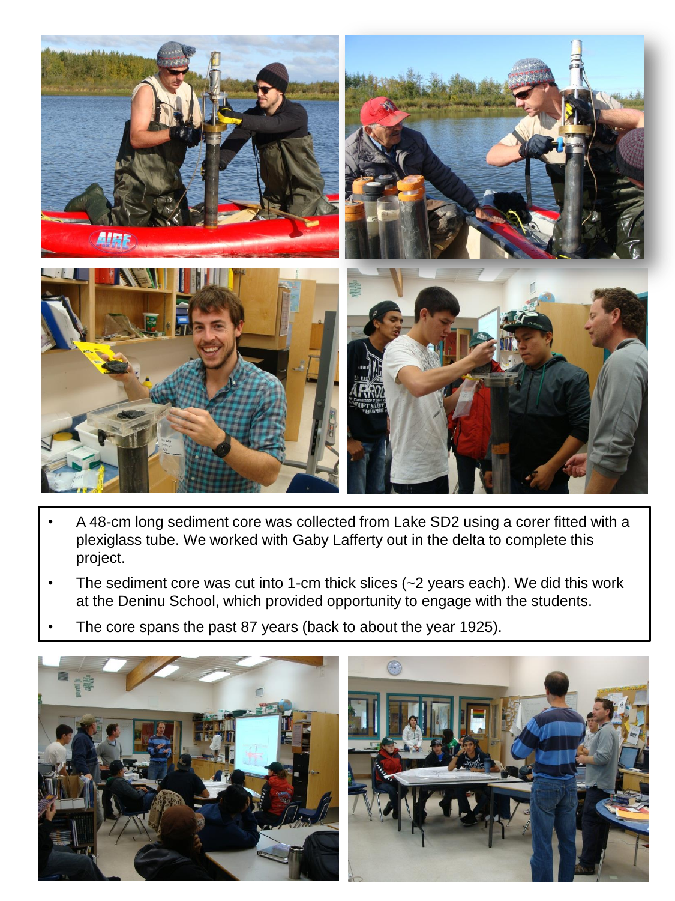- A 48-cm long sediment core was collected from Lake SD2 using a corer fitted with a plexiglass tube. We worked with Gaby Lafferty out in the delta to complete this project.
- The sediment core was cut into 1-cm thick slices (~2 years each). We did this work at the Deninu School, which provided opportunity to engage with the students.
- The core spans the past 87 years (back to about the year 1925).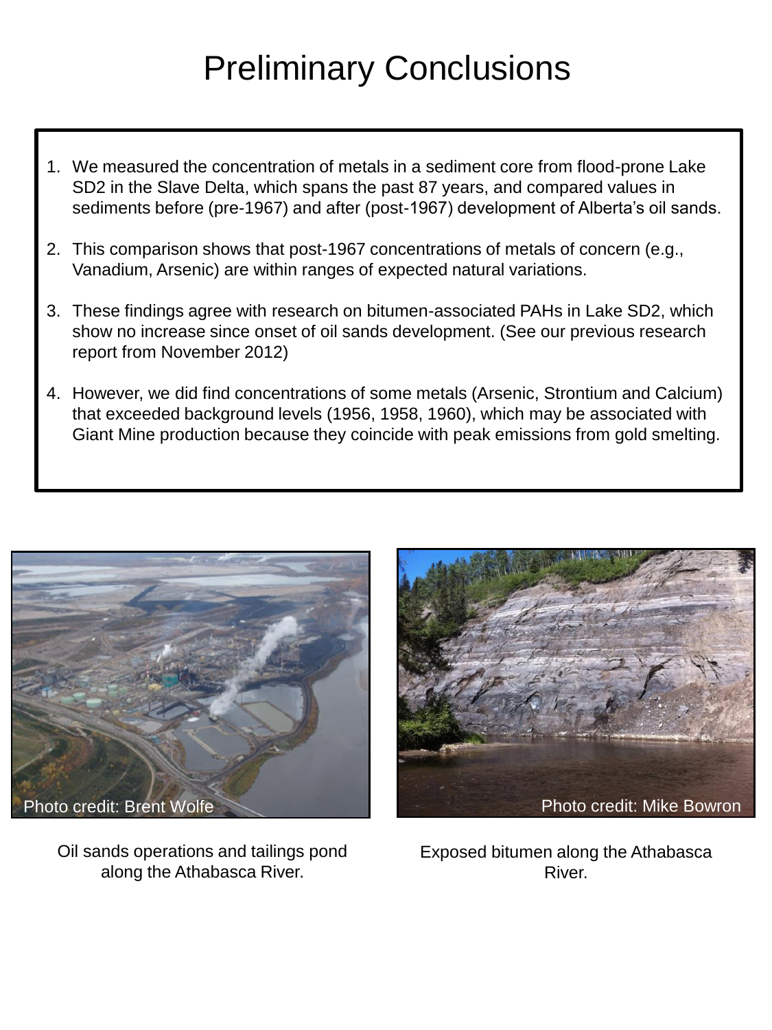# Preliminary Conclusions

1. We measured the concentration of metals in a sediment core from flood-prone Lake SD2 in the Slave Delta, which spans the past 87 years, and compared values in sediments before (pre-1967) and after (post-1967) development of Alberta's oil sands.
2. This comparison shows that post-1967 concentrations of metals of concern (e.g., Vanadium, Arsenic) are within ranges of expected natural variations.
3. These findings agree with research on bitumen-associated PAHs in Lake SD2, which show no increase since onset of oil sands development. (See our previous research report from November 2012)
4. However, we did find concentrations of some metals (Arsenic, Strontium and Calcium) that exceeded background levels (1956, 1958, 1960), which may be associated with Giant Mine production because they coincide with peak emissions from gold smelting.

Photo credit: Brent Wolfe

Oil sands operations and tailings pond along the Athabasca River.

Photo credit: Mike Bowron

Exposed bitumen along the Athabasca River.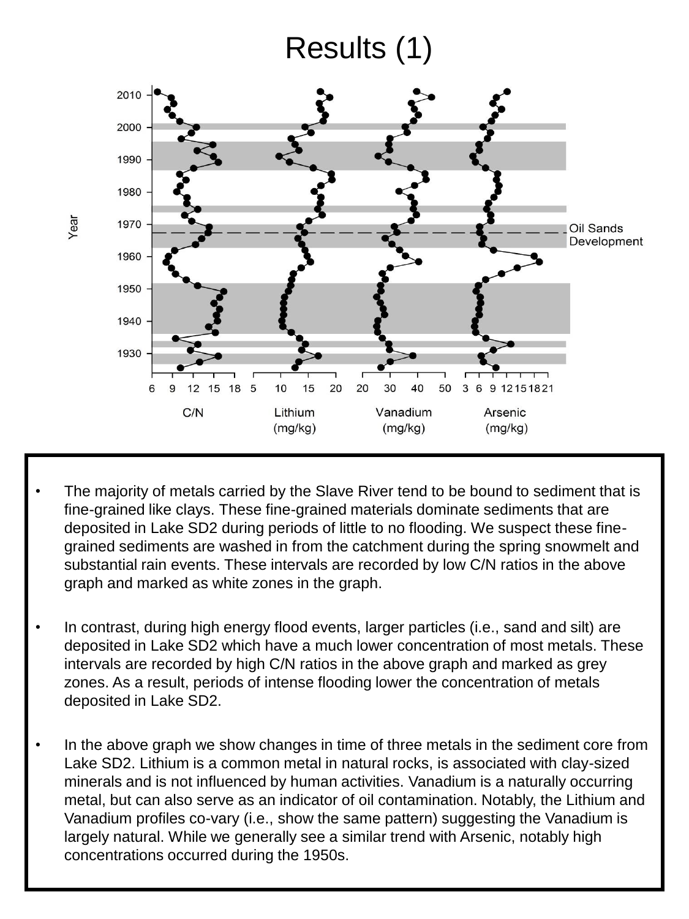# Results (1)

- The majority of metals carried by the Slave River tend to be bound to sediment that is fine-grained like clays. These fine-grained materials dominate sediments that are deposited in Lake SD2 during periods of little to no flooding. We suspect these fine-grained sediments are washed in from the catchment during the spring snowmelt and substantial rain events. These intervals are recorded by low C/N ratios in the above graph and marked as white zones in the graph.

- In contrast, during high energy flood events, larger particles (i.e., sand and silt) are deposited in Lake SD2 which have a much lower concentration of most metals. These intervals are recorded by high C/N ratios in the above graph and marked as grey zones. As a result, periods of intense flooding lower the concentration of metals deposited in Lake SD2.

- In the above graph we show changes in time of three metals in the sediment core from Lake SD2. Lithium is a common metal in natural rocks, is associated with clay-sized minerals and is not influenced by human activities. Vanadium is a naturally occurring metal, but can also serve as an indicator of oil contamination. Notably, the Lithium and Vanadium profiles co-vary (i.e., show the same pattern) suggesting the Vanadium is largely natural. While we generally see a similar trend with Arsenic, notably high concentrations occurred during the 1950s.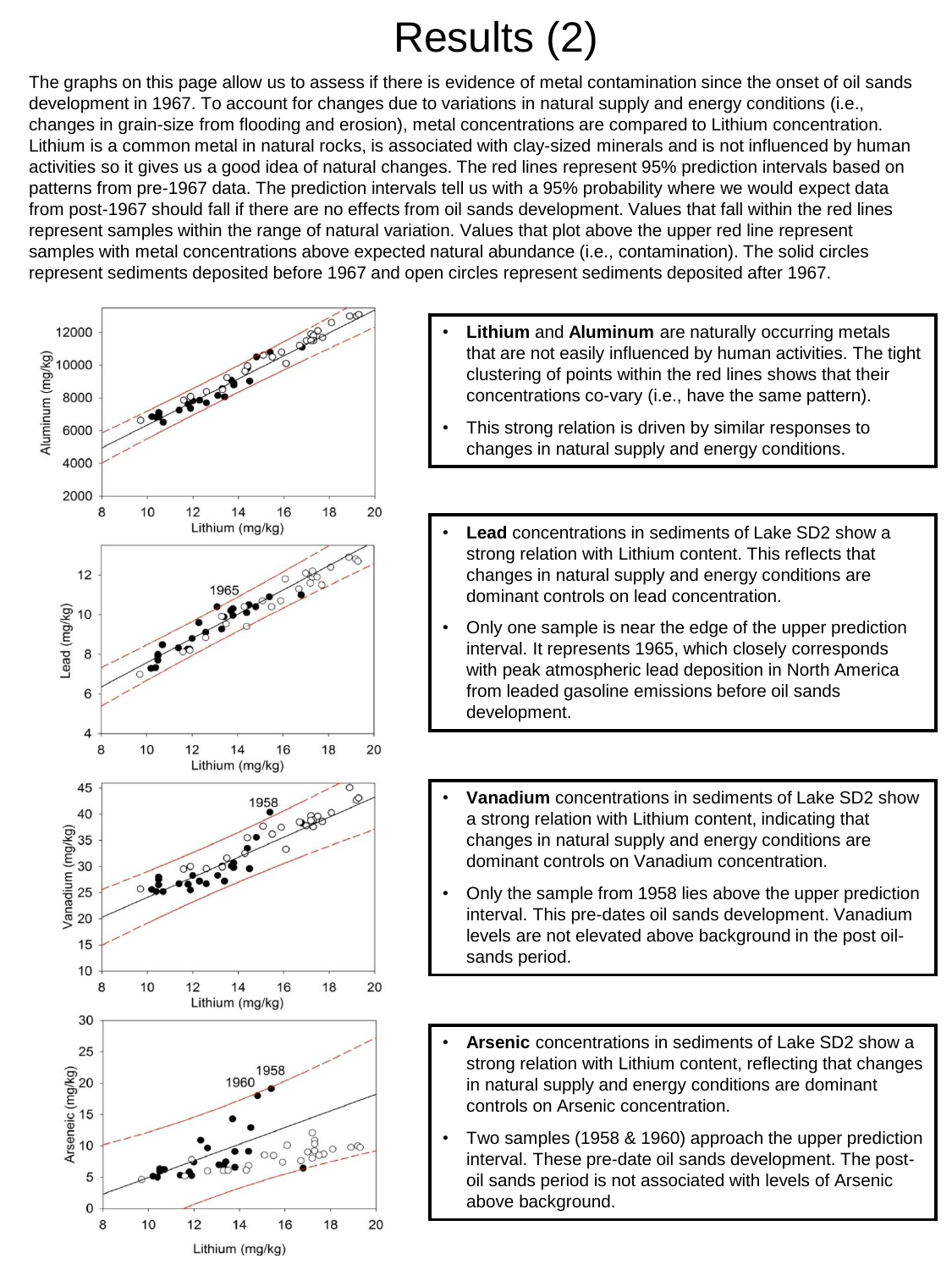# Results (2)

The graphs on this page allow us to assess if there is evidence of metal contamination since the onset of oil sands development in 1967. To account for changes due to variations in natural supply and energy conditions (i.e., changes in grain-size from flooding and erosion), metal concentrations are compared to Lithium concentration. Lithium is a common metal in natural rocks, is associated with clay-sized minerals and is not influenced by human activities so it gives us a good idea of natural changes. The red lines represent 95% prediction intervals based on patterns from pre-1967 data. The prediction intervals tell us with a 95% probability where we would expect data from post-1967 should fall if there are no effects from oil sands development. Values that fall within the red lines represent samples within the range of natural variation. Values that plot above the upper red line represent samples with metal concentrations above expected natural abundance (i.e., contamination). The solid circles represent sediments deposited before 1967 and open circles represent sediments deposited after 1967.

- **Lithium** and **Aluminum** are naturally occurring metals that are not easily influenced by human activities. The tight clustering of points within the red lines shows that their concentrations co-vary (i.e., have the same pattern).
- This strong relation is driven by similar responses to changes in natural supply and energy conditions.

- **Lead** concentrations in sediments of Lake SD2 show a strong relation with Lithium content. This reflects that changes in natural supply and energy conditions are dominant controls on lead concentration.
- Only one sample is near the edge of the upper prediction interval. It represents 1965, which closely corresponds with peak atmospheric lead deposition in North America from leaded gasoline emissions before oil sands development.

- **Vanadium** concentrations in sediments of Lake SD2 show a strong relation with Lithium content, indicating that changes in natural supply and energy conditions are dominant controls on Vanadium concentration.
- Only the sample from 1958 lies above the upper prediction interval. This pre-dates oil sands development. Vanadium levels are not elevated above background in the post oil-sands period.

- **Arsenic** concentrations in sediments of Lake SD2 show a strong relation with Lithium content, reflecting that changes in natural supply and energy conditions are dominant controls on Arsenic concentration.
- Two samples (1958 & 1960) approach the upper prediction interval. These pre-date oil sands development. The post-oil sands period is not associated with levels of Arsenic above background.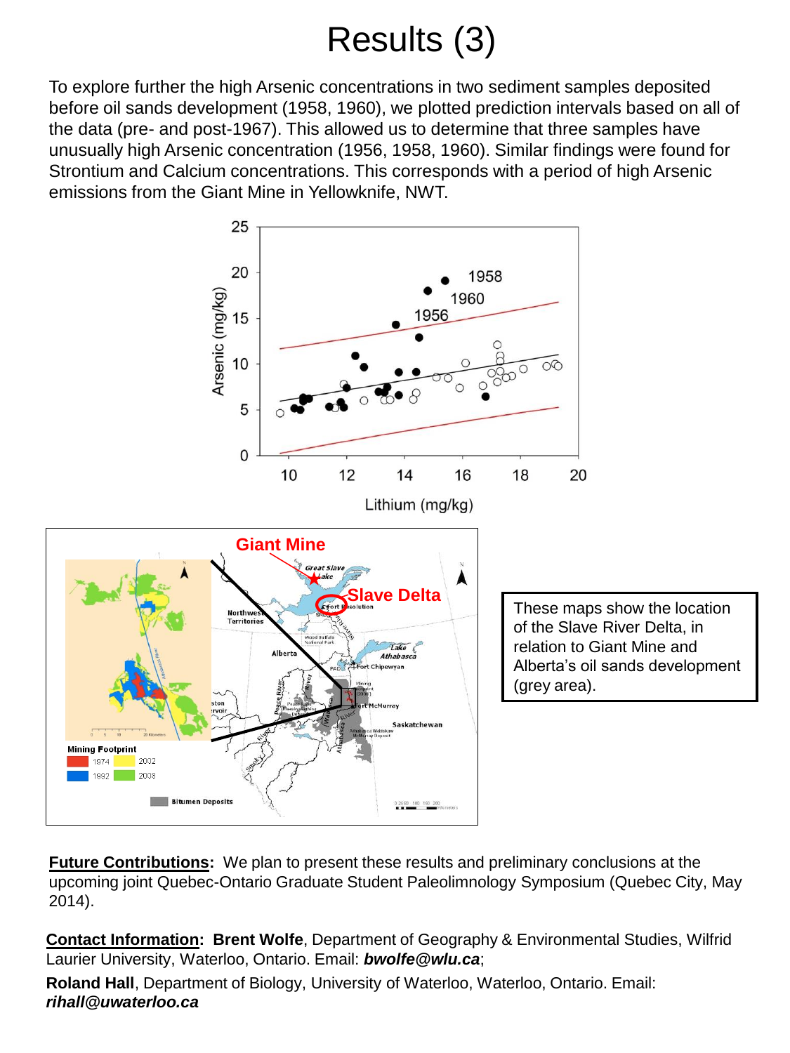# Results (3)

To explore further the high Arsenic concentrations in two sediment samples deposited before oil sands development (1958, 1960), we plotted prediction intervals based on all of the data (pre- and post-1967). This allowed us to determine that three samples have unusually high Arsenic concentration (1956, 1958, 1960). Similar findings were found for Strontium and Calcium concentrations. This corresponds with a period of high Arsenic emissions from the Giant Mine in Yellowknife, NWT.

Arsenic (mg/kg)
25
20
15
10
5
0
1958
1960
1956
10
12
14
16
18
20
Lithium (mg/kg)

Giant Mine
Slave Delta
Great Slave Lake
Fort Resolution
Northwest Territories
Wood Buffalo National Park
Alberta
Lake Athabasca
PAD
Fort Chipewyan
Mining footprint (2008)
Fort McMurray
Saskatchewan
Athabasca Wabiskaw McMurray Deposit
Peace-Athabasca Delta
Mining Footprint
1974
2002
1992
2008
Bitumen Deposits

These maps show the location of the Slave River Delta, in relation to Giant Mine and Alberta's oil sands development (grey area).

**Future Contributions:** We plan to present these results and preliminary conclusions at the upcoming joint Quebec-Ontario Graduate Student Paleolimnology Symposium (Quebec City, May 2014).

**Contact Information:** **Brent Wolfe**, Department of Geography & Environmental Studies, Wilfrid Laurier University, Waterloo, Ontario. Email: ***bwolfe@wlu.ca***;

**Roland Hall**, Department of Biology, University of Waterloo, Waterloo, Ontario. Email: ***rihall@uwaterloo.ca***